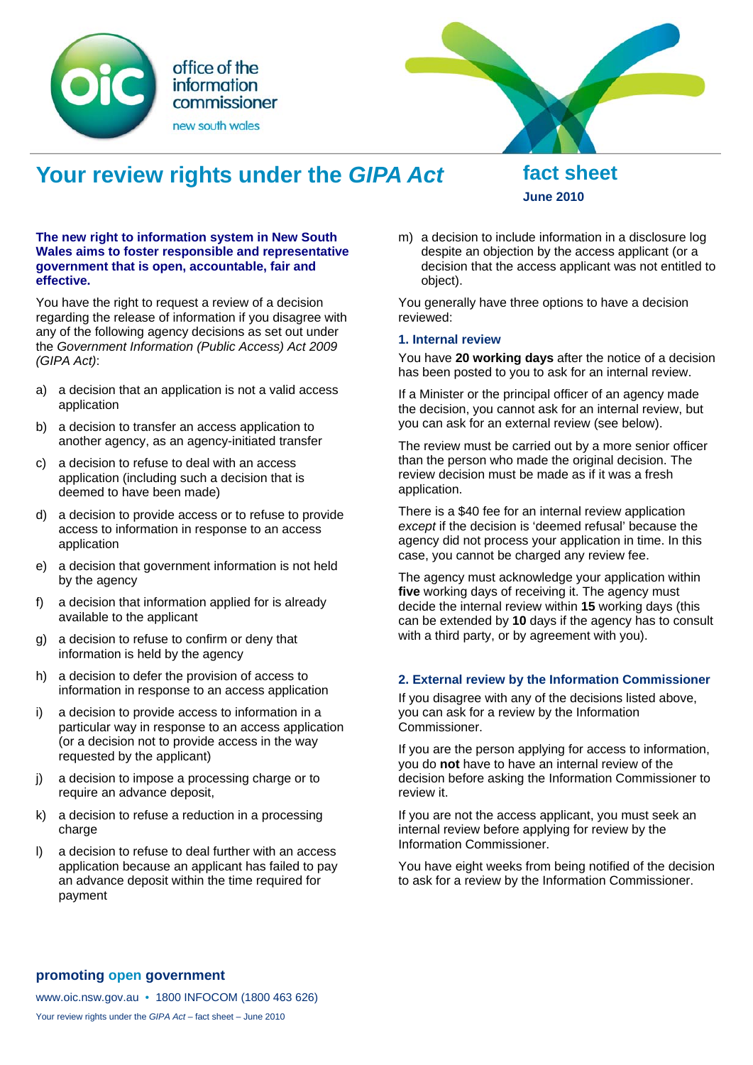office of the information commissioner
new south wales

# Your review rights under the *GIPA Act*

## fact sheet

**June 2010**

**The new right to information system in New South Wales aims to foster responsible and representative government that is open, accountable, fair and effective.**

You have the right to request a review of a decision regarding the release of information if you disagree with any of the following agency decisions as set out under the *Government Information (Public Access) Act 2009 (GIPA Act)*:

a) a decision that an application is not a valid access application

b) a decision to transfer an access application to another agency, as an agency-initiated transfer

c) a decision to refuse to deal with an access application (including such a decision that is deemed to have been made)

d) a decision to provide access or to refuse to provide access to information in response to an access application

e) a decision that government information is not held by the agency

f) a decision that information applied for is already available to the applicant

g) a decision to refuse to confirm or deny that information is held by the agency

h) a decision to defer the provision of access to information in response to an access application

i) a decision to provide access to information in a particular way in response to an access application (or a decision not to provide access in the way requested by the applicant)

j) a decision to impose a processing charge or to require an advance deposit,

k) a decision to refuse a reduction in a processing charge

l) a decision to refuse to deal further with an access application because an applicant has failed to pay an advance deposit within the time required for payment

m) a decision to include information in a disclosure log despite an objection by the access applicant (or a decision that the access applicant was not entitled to object).

You generally have three options to have a decision reviewed:

### 1. Internal review

You have **20 working days** after the notice of a decision has been posted to you to ask for an internal review.

If a Minister or the principal officer of an agency made the decision, you cannot ask for an internal review, but you can ask for an external review (see below).

The review must be carried out by a more senior officer than the person who made the original decision. The review decision must be made as if it was a fresh application.

There is a $40 fee for an internal review application *except* if the decision is 'deemed refusal' because the agency did not process your application in time. In this case, you cannot be charged any review fee.

The agency must acknowledge your application within **five** working days of receiving it. The agency must decide the internal review within **15** working days (this can be extended by **10** days if the agency has to consult with a third party, or by agreement with you).

### 2. External review by the Information Commissioner

If you disagree with any of the decisions listed above, you can ask for a review by the Information Commissioner.

If you are the person applying for access to information, you do **not** have to have an internal review of the decision before asking the Information Commissioner to review it.

If you are not the access applicant, you must seek an internal review before applying for review by the Information Commissioner.

You have eight weeks from being notified of the decision to ask for a review by the Information Commissioner.

**promoting open government**

www.oic.nsw.gov.au • 1800 INFOCOM (1800 463 626)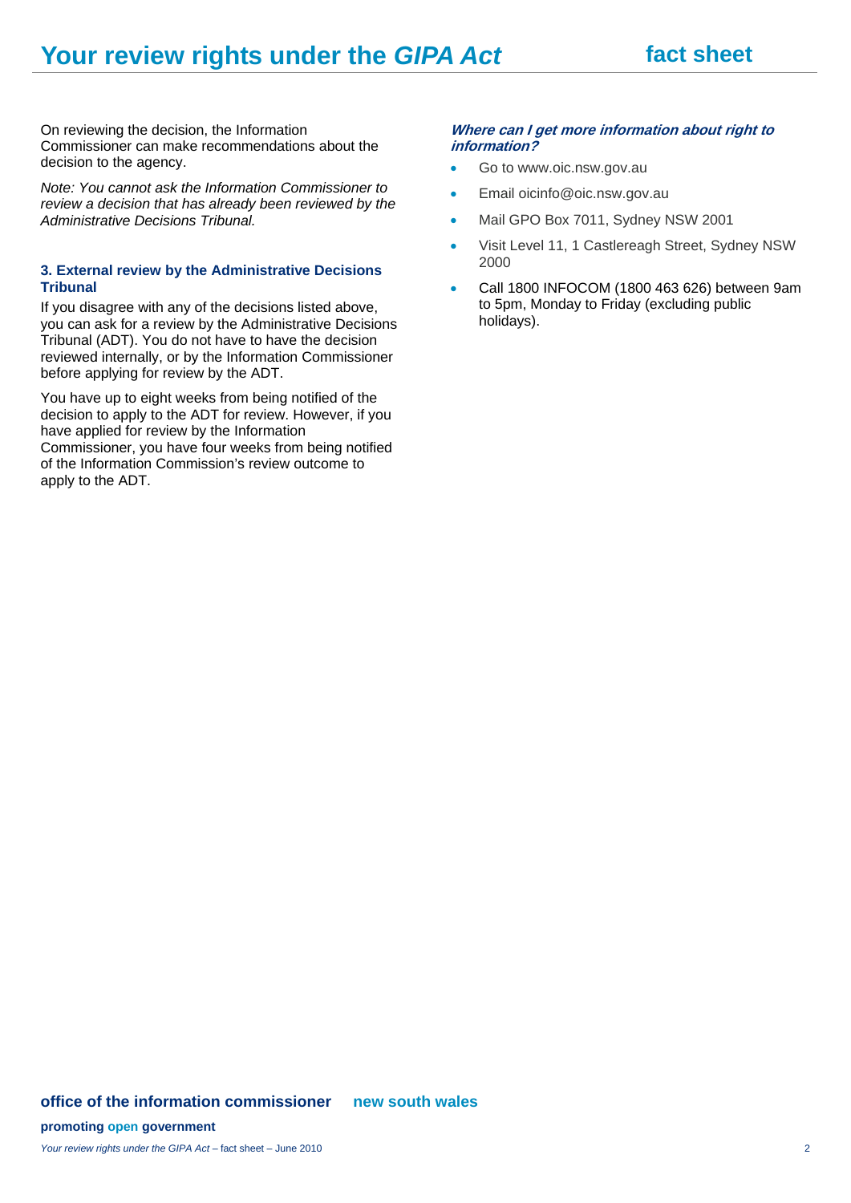On reviewing the decision, the Information Commissioner can make recommendations about the decision to the agency.

*Note: You cannot ask the Information Commissioner to review a decision that has already been reviewed by the Administrative Decisions Tribunal.*

### 3. External review by the Administrative Decisions Tribunal

If you disagree with any of the decisions listed above, you can ask for a review by the Administrative Decisions Tribunal (ADT). You do not have to have the decision reviewed internally, or by the Information Commissioner before applying for review by the ADT.

You have up to eight weeks from being notified of the decision to apply to the ADT for review. However, if you have applied for review by the Information Commissioner, you have four weeks from being notified of the Information Commission's review outcome to apply to the ADT.

### *Where can I get more information about right to information?*

- Go to www.oic.nsw.gov.au
- Email oicinfo@oic.nsw.gov.au
- Mail GPO Box 7011, Sydney NSW 2001
- Visit Level 11, 1 Castlereagh Street, Sydney NSW 2000
- Call 1800 INFOCOM (1800 463 626) between 9am to 5pm, Monday to Friday (excluding public holidays).

**office of the information commissioner new south wales**

**promoting open government**